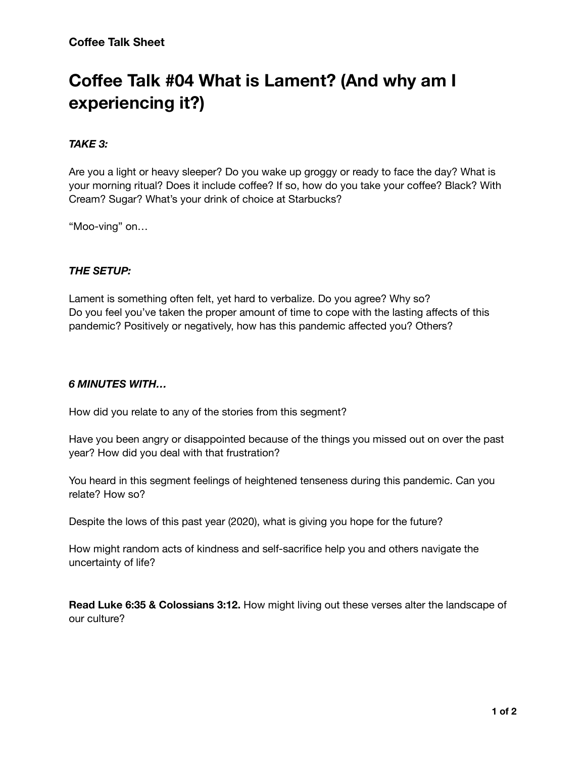**Coffee Talk Sheet**

# Coffee Talk #04 What is Lament? (And why am I experiencing it?)

***TAKE 3:***

Are you a light or heavy sleeper? Do you wake up groggy or ready to face the day? What is your morning ritual? Does it include coffee? If so, how do you take your coffee? Black? With Cream? Sugar? What's your drink of choice at Starbucks?

"Moo-ving" on…

***THE SETUP:***

Lament is something often felt, yet hard to verbalize. Do you agree? Why so?
Do you feel you've taken the proper amount of time to cope with the lasting affects of this pandemic? Positively or negatively, how has this pandemic affected you? Others?

***6 MINUTES WITH…***

How did you relate to any of the stories from this segment?

Have you been angry or disappointed because of the things you missed out on over the past year? How did you deal with that frustration?

You heard in this segment feelings of heightened tenseness during this pandemic. Can you relate? How so?

Despite the lows of this past year (2020), what is giving you hope for the future?

How might random acts of kindness and self-sacrifice help you and others navigate the uncertainty of life?

**Read Luke 6:35 & Colossians 3:12.** How might living out these verses alter the landscape of our culture?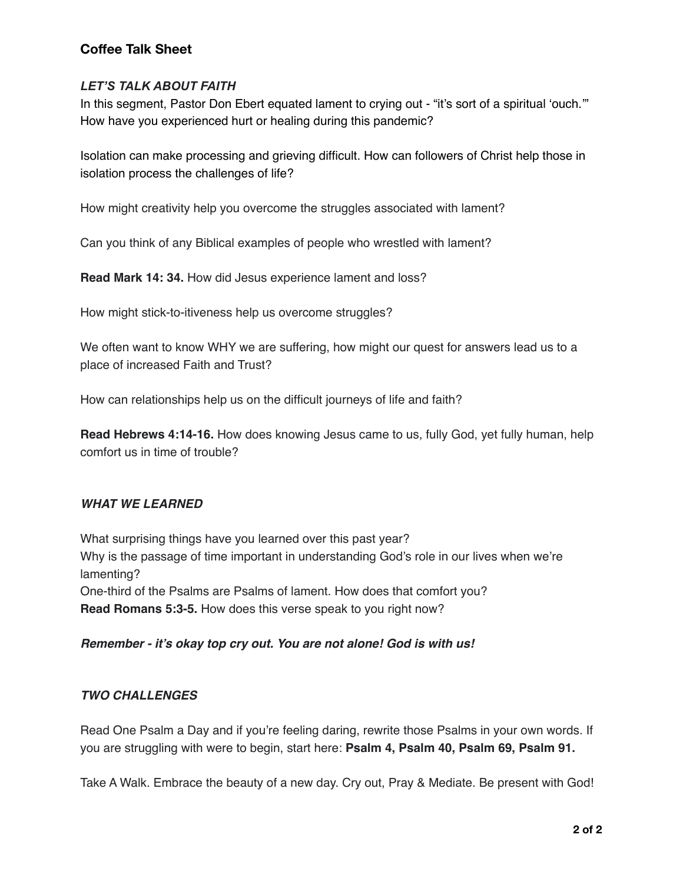## Coffee Talk Sheet

### *LET'S TALK ABOUT FAITH*

In this segment, Pastor Don Ebert equated lament to crying out - "it's sort of a spiritual 'ouch.'" How have you experienced hurt or healing during this pandemic?

Isolation can make processing and grieving difficult. How can followers of Christ help those in isolation process the challenges of life?

How might creativity help you overcome the struggles associated with lament?

Can you think of any Biblical examples of people who wrestled with lament?

**Read Mark 14: 34.** How did Jesus experience lament and loss?

How might stick-to-itiveness help us overcome struggles?

We often want to know WHY we are suffering, how might our quest for answers lead us to a place of increased Faith and Trust?

How can relationships help us on the difficult journeys of life and faith?

**Read Hebrews 4:14-16.** How does knowing Jesus came to us, fully God, yet fully human, help comfort us in time of trouble?

### *WHAT WE LEARNED*

What surprising things have you learned over this past year?
Why is the passage of time important in understanding God's role in our lives when we're lamenting?
One-third of the Psalms are Psalms of lament. How does that comfort you?
**Read Romans 5:3-5.** How does this verse speak to you right now?

***Remember - it's okay top cry out. You are not alone! God is with us!***

### *TWO CHALLENGES*

Read One Psalm a Day and if you're feeling daring, rewrite those Psalms in your own words. If you are struggling with were to begin, start here: **Psalm 4, Psalm 40, Psalm 69, Psalm 91.**

Take A Walk. Embrace the beauty of a new day. Cry out, Pray & Mediate. Be present with God!